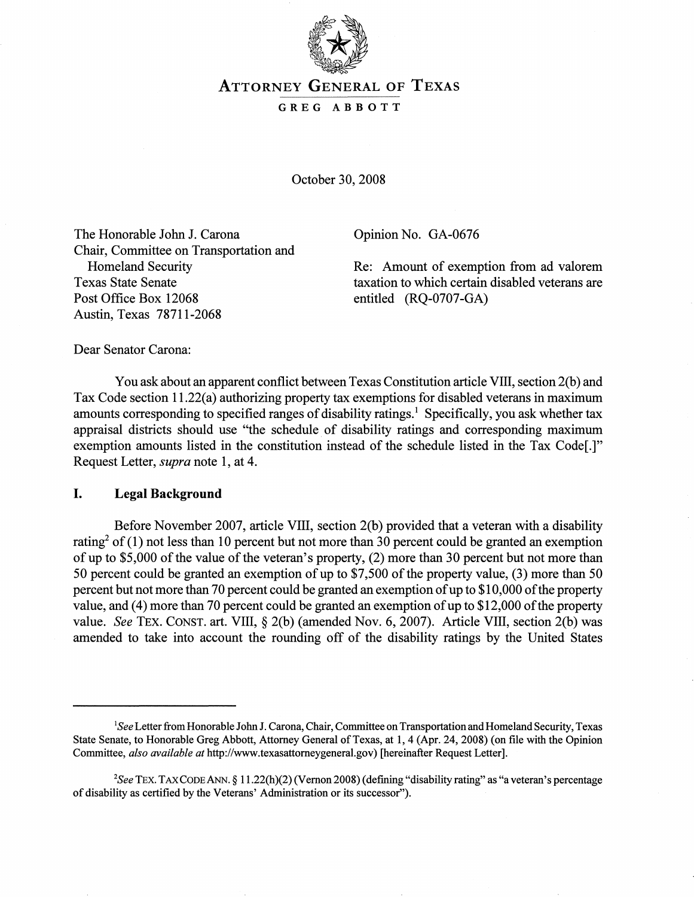# ATTORNEY GENERAL OF TEXAS

GREG ABBOTT

October 30, 2008

The Honorable John J. Carona
Chair, Committee on Transportation and Homeland Security
Texas State Senate
Post Office Box 12068
Austin, Texas 78711-2068

Opinion No. GA-0676

Re: Amount of exemption from ad valorem taxation to which certain disabled veterans are entitled (RQ-0707-GA)

Dear Senator Carona:

You ask about an apparent conflict between Texas Constitution article VIII, section 2(b) and Tax Code section 11.22(a) authorizing property tax exemptions for disabled veterans in maximum amounts corresponding to specified ranges of disability ratings.[1] Specifically, you ask whether tax appraisal districts should use "the schedule of disability ratings and corresponding maximum exemption amounts listed in the constitution instead of the schedule listed in the Tax Code[.]" Request Letter, *supra* note 1, at 4.

## I. Legal Background

Before November 2007, article VIII, section 2(b) provided that a veteran with a disability rating[2] of (1) not less than 10 percent but not more than 30 percent could be granted an exemption of up to $5,000 of the value of the veteran's property, (2) more than 30 percent but not more than 50 percent could be granted an exemption of up to $7,500 of the property value, (3) more than 50 percent but not more than 70 percent could be granted an exemption of up to $10,000 of the property value, and (4) more than 70 percent could be granted an exemption of up to $12,000 of the property value. *See* TEX. CONST. art. VIII, § 2(b) (amended Nov. 6, 2007). Article VIII, section 2(b) was amended to take into account the rounding off of the disability ratings by the United States

---

[1] *See* Letter from Honorable John J. Carona, Chair, Committee on Transportation and Homeland Security, Texas State Senate, to Honorable Greg Abbott, Attorney General of Texas, at 1, 4 (Apr. 24, 2008) (on file with the Opinion Committee, *also available at* http://www.texasattorneygeneral.gov) [hereinafter Request Letter].

[2] *See* TEX. TAX CODE ANN. § 11.22(h)(2) (Vernon 2008) (defining "disability rating" as "a veteran's percentage of disability as certified by the Veterans' Administration or its successor").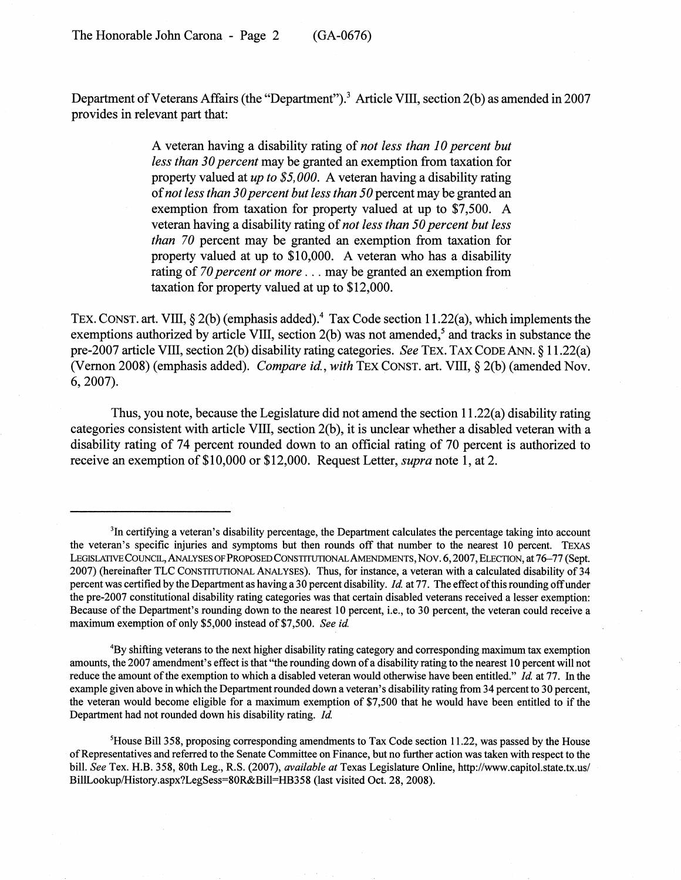Department of Veterans Affairs (the "Department").[3] Article VIII, section 2(b) as amended in 2007 provides in relevant part that:

> A veteran having a disability rating of *not less than 10 percent but less than 30 percent* may be granted an exemption from taxation for property valued at *up to $5,000*. A veteran having a disability rating of *not less than 30 percent but less than 50* percent may be granted an exemption from taxation for property valued at up to $7,500. A veteran having a disability rating of *not less than 50 percent but less than 70* percent may be granted an exemption from taxation for property valued at up to $10,000. A veteran who has a disability rating of *70 percent or more* . . . may be granted an exemption from taxation for property valued at up to $12,000.

TEX. CONST. art. VIII, § 2(b) (emphasis added).[4] Tax Code section 11.22(a), which implements the exemptions authorized by article VIII, section 2(b) was not amended,[5] and tracks in substance the pre-2007 article VIII, section 2(b) disability rating categories. *See* TEX. TAX CODE ANN. § 11.22(a) (Vernon 2008) (emphasis added). *Compare id.*, *with* TEX CONST. art. VIII, § 2(b) (amended Nov. 6, 2007).

Thus, you note, because the Legislature did not amend the section 11.22(a) disability rating categories consistent with article VIII, section 2(b), it is unclear whether a disabled veteran with a disability rating of 74 percent rounded down to an official rating of 70 percent is authorized to receive an exemption of $10,000 or $12,000. Request Letter, *supra* note 1, at 2.

---

[3]In certifying a veteran's disability percentage, the Department calculates the percentage taking into account the veteran's specific injuries and symptoms but then rounds off that number to the nearest 10 percent. TEXAS LEGISLATIVE COUNCIL, ANALYSES OF PROPOSED CONSTITUTIONAL AMENDMENTS, NOV. 6, 2007, ELECTION, at 76–77 (Sept. 2007) (hereinafter TLC CONSTITUTIONAL ANALYSES). Thus, for instance, a veteran with a calculated disability of 34 percent was certified by the Department as having a 30 percent disability. *Id.* at 77. The effect of this rounding off under the pre-2007 constitutional disability rating categories was that certain disabled veterans received a lesser exemption: Because of the Department's rounding down to the nearest 10 percent, i.e., to 30 percent, the veteran could receive a maximum exemption of only $5,000 instead of $7,500. *See id.*

[4]By shifting veterans to the next higher disability rating category and corresponding maximum tax exemption amounts, the 2007 amendment's effect is that "the rounding down of a disability rating to the nearest 10 percent will not reduce the amount of the exemption to which a disabled veteran would otherwise have been entitled." *Id.* at 77. In the example given above in which the Department rounded down a veteran's disability rating from 34 percent to 30 percent, the veteran would become eligible for a maximum exemption of $7,500 that he would have been entitled to if the Department had not rounded down his disability rating. *Id.*

[5]House Bill 358, proposing corresponding amendments to Tax Code section 11.22, was passed by the House of Representatives and referred to the Senate Committee on Finance, but no further action was taken with respect to the bill. *See* Tex. H.B. 358, 80th Leg., R.S. (2007), *available at* Texas Legislature Online, http://www.capitol.state.tx.us/BillLookup/History.aspx?LegSess=80R&Bill=HB358 (last visited Oct. 28, 2008).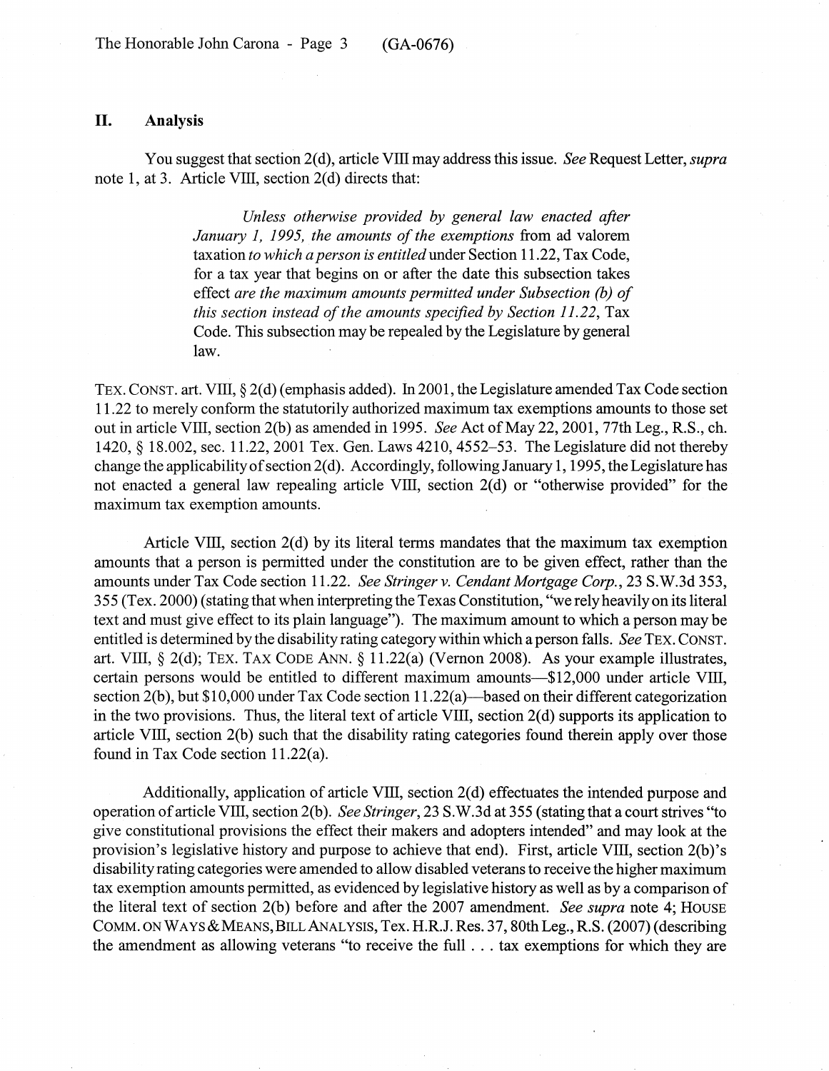## II. Analysis

You suggest that section 2(d), article VIII may address this issue. *See* Request Letter, *supra* note 1, at 3. Article VIII, section 2(d) directs that:

> *Unless otherwise provided by general law enacted after January 1, 1995, the amounts of the exemptions* from ad valorem taxation *to which a person is entitled* under Section 11.22, Tax Code, for a tax year that begins on or after the date this subsection takes effect *are the maximum amounts permitted under Subsection (b) of this section instead of the amounts specified by Section 11.22*, Tax Code. This subsection may be repealed by the Legislature by general law.

TEX. CONST. art. VIII, § 2(d) (emphasis added). In 2001, the Legislature amended Tax Code section 11.22 to merely conform the statutorily authorized maximum tax exemptions amounts to those set out in article VIII, section 2(b) as amended in 1995. *See* Act of May 22, 2001, 77th Leg., R.S., ch. 1420, § 18.002, sec. 11.22, 2001 Tex. Gen. Laws 4210, 4552–53. The Legislature did not thereby change the applicability of section 2(d). Accordingly, following January 1, 1995, the Legislature has not enacted a general law repealing article VIII, section 2(d) or "otherwise provided" for the maximum tax exemption amounts.

Article VIII, section 2(d) by its literal terms mandates that the maximum tax exemption amounts that a person is permitted under the constitution are to be given effect, rather than the amounts under Tax Code section 11.22. *See Stringer v. Cendant Mortgage Corp.*, 23 S.W.3d 353, 355 (Tex. 2000) (stating that when interpreting the Texas Constitution, "we rely heavily on its literal text and must give effect to its plain language"). The maximum amount to which a person may be entitled is determined by the disability rating category within which a person falls. *See* TEX. CONST. art. VIII, § 2(d); TEX. TAX CODE ANN. § 11.22(a) (Vernon 2008). As your example illustrates, certain persons would be entitled to different maximum amounts—$12,000 under article VIII, section 2(b), but $10,000 under Tax Code section 11.22(a)—based on their different categorization in the two provisions. Thus, the literal text of article VIII, section 2(d) supports its application to article VIII, section 2(b) such that the disability rating categories found therein apply over those found in Tax Code section 11.22(a).

Additionally, application of article VIII, section 2(d) effectuates the intended purpose and operation of article VIII, section 2(b). *See Stringer*, 23 S.W.3d at 355 (stating that a court strives "to give constitutional provisions the effect their makers and adopters intended" and may look at the provision's legislative history and purpose to achieve that end). First, article VIII, section 2(b)'s disability rating categories were amended to allow disabled veterans to receive the higher maximum tax exemption amounts permitted, as evidenced by legislative history as well as by a comparison of the literal text of section 2(b) before and after the 2007 amendment. *See supra* note 4; HOUSE COMM. ON WAYS & MEANS, BILL ANALYSIS, Tex. H.R.J. Res. 37, 80th Leg., R.S. (2007) (describing the amendment as allowing veterans "to receive the full . . . tax exemptions for which they are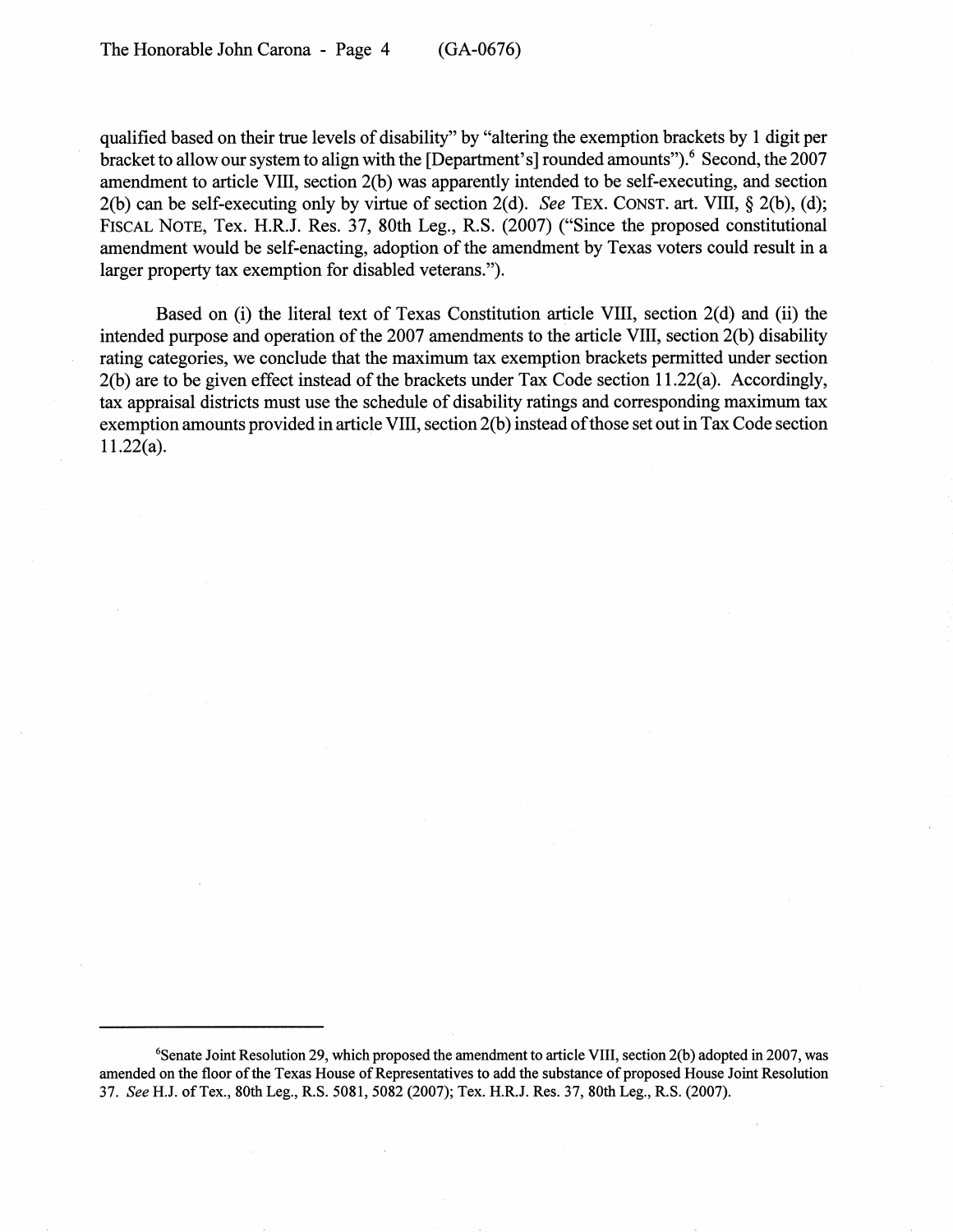qualified based on their true levels of disability" by "altering the exemption brackets by 1 digit per bracket to allow our system to align with the [Department's] rounded amounts").[6] Second, the 2007 amendment to article VIII, section 2(b) was apparently intended to be self-executing, and section 2(b) can be self-executing only by virtue of section 2(d). *See* TEX. CONST. art. VIII, § 2(b), (d); FISCAL NOTE, Tex. H.R.J. Res. 37, 80th Leg., R.S. (2007) ("Since the proposed constitutional amendment would be self-enacting, adoption of the amendment by Texas voters could result in a larger property tax exemption for disabled veterans.").

Based on (i) the literal text of Texas Constitution article VIII, section 2(d) and (ii) the intended purpose and operation of the 2007 amendments to the article VIII, section 2(b) disability rating categories, we conclude that the maximum tax exemption brackets permitted under section 2(b) are to be given effect instead of the brackets under Tax Code section 11.22(a). Accordingly, tax appraisal districts must use the schedule of disability ratings and corresponding maximum tax exemption amounts provided in article VIII, section 2(b) instead of those set out in Tax Code section 11.22(a).

---

[6]Senate Joint Resolution 29, which proposed the amendment to article VIII, section 2(b) adopted in 2007, was amended on the floor of the Texas House of Representatives to add the substance of proposed House Joint Resolution 37. *See* H.J. of Tex., 80th Leg., R.S. 5081, 5082 (2007); Tex. H.R.J. Res. 37, 80th Leg., R.S. (2007).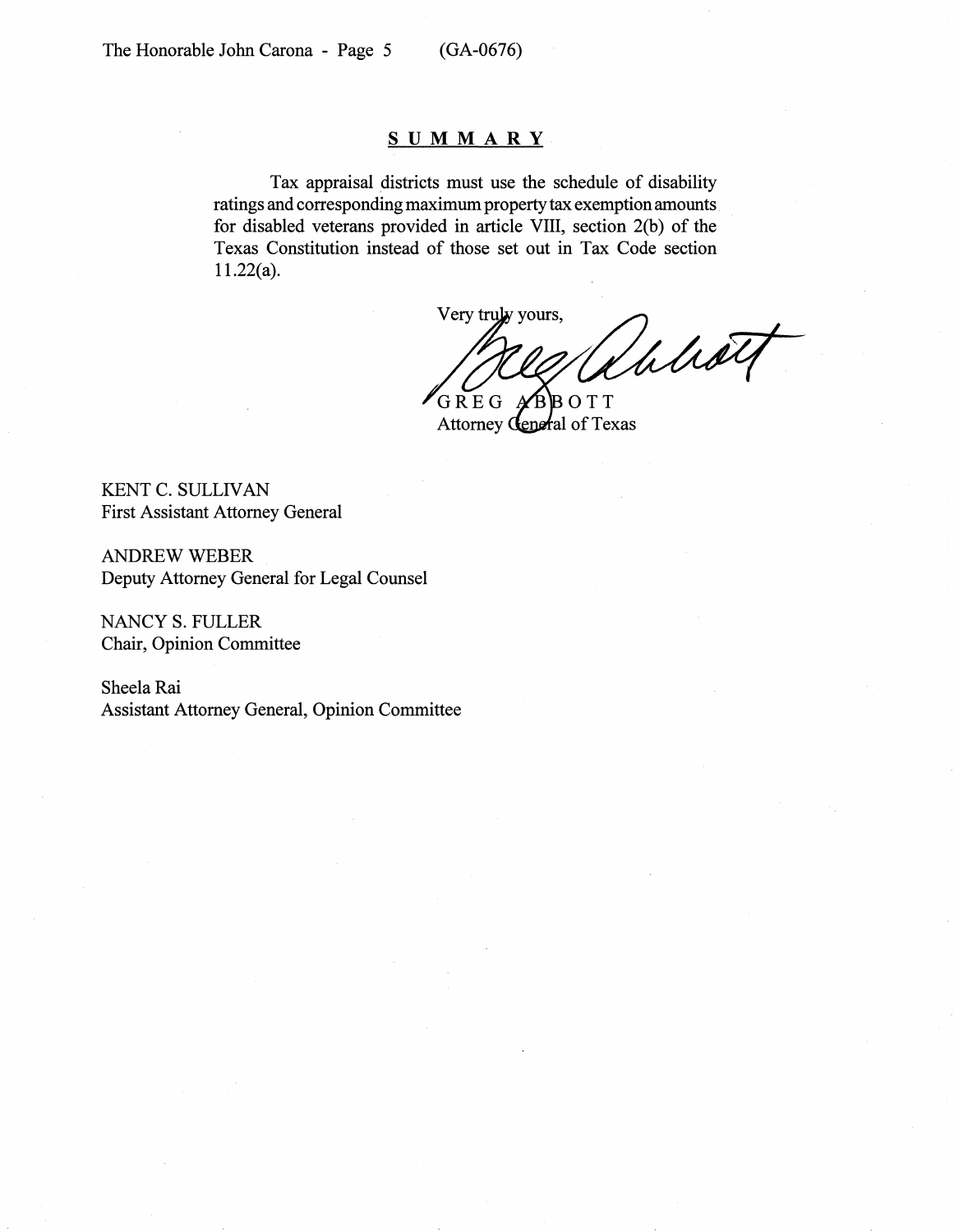## SUMMARY

Tax appraisal districts must use the schedule of disability ratings and corresponding maximum property tax exemption amounts for disabled veterans provided in article VIII, section 2(b) of the Texas Constitution instead of those set out in Tax Code section 11.22(a).

Very truly yours,

GREG ABBOTT
Attorney General of Texas

KENT C. SULLIVAN
First Assistant Attorney General

ANDREW WEBER
Deputy Attorney General for Legal Counsel

NANCY S. FULLER
Chair, Opinion Committee

Sheela Rai
Assistant Attorney General, Opinion Committee